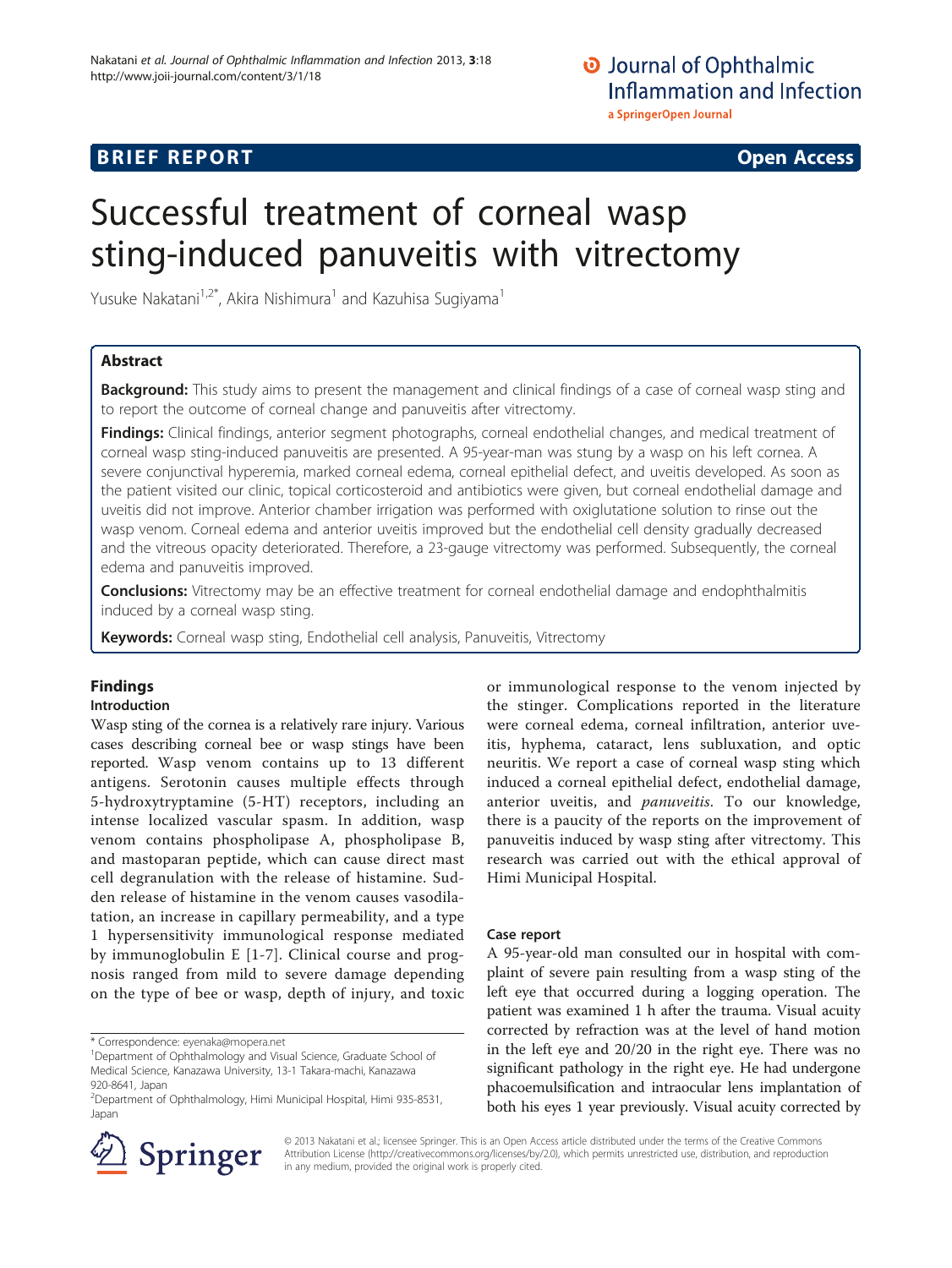**BRIEF REPORT** **Open Access**

# Successful treatment of corneal wasp sting-induced panuveitis with vitrectomy

Yusuke Nakatani[1,2*], Akira Nishimura[1] and Kazuhisa Sugiyama[1]

## Abstract

**Background:** This study aims to present the management and clinical findings of a case of corneal wasp sting and to report the outcome of corneal change and panuveitis after vitrectomy.

**Findings:** Clinical findings, anterior segment photographs, corneal endothelial changes, and medical treatment of corneal wasp sting-induced panuveitis are presented. A 95-year-man was stung by a wasp on his left cornea. A severe conjunctival hyperemia, marked corneal edema, corneal epithelial defect, and uveitis developed. As soon as the patient visited our clinic, topical corticosteroid and antibiotics were given, but corneal endothelial damage and uveitis did not improve. Anterior chamber irrigation was performed with oxiglutatione solution to rinse out the wasp venom. Corneal edema and anterior uveitis improved but the endothelial cell density gradually decreased and the vitreous opacity deteriorated. Therefore, a 23-gauge vitrectomy was performed. Subsequently, the corneal edema and panuveitis improved.

**Conclusions:** Vitrectomy may be an effective treatment for corneal endothelial damage and endophthalmitis induced by a corneal wasp sting.

**Keywords:** Corneal wasp sting, Endothelial cell analysis, Panuveitis, Vitrectomy

## Findings

### Introduction

Wasp sting of the cornea is a relatively rare injury. Various cases describing corneal bee or wasp stings have been reported. Wasp venom contains up to 13 different antigens. Serotonin causes multiple effects through 5-hydroxytryptamine (5-HT) receptors, including an intense localized vascular spasm. In addition, wasp venom contains phospholipase A, phospholipase B, and mastoparan peptide, which can cause direct mast cell degranulation with the release of histamine. Sudden release of histamine in the venom causes vasodilatation, an increase in capillary permeability, and a type 1 hypersensitivity immunological response mediated by immunoglobulin E [1-7]. Clinical course and prognosis ranged from mild to severe damage depending on the type of bee or wasp, depth of injury, and toxic or immunological response to the venom injected by the stinger. Complications reported in the literature were corneal edema, corneal infiltration, anterior uveitis, hyphema, cataract, lens subluxation, and optic neuritis. We report a case of corneal wasp sting which induced a corneal epithelial defect, endothelial damage, anterior uveitis, and *panuveitis*. To our knowledge, there is a paucity of the reports on the improvement of panuveitis induced by wasp sting after vitrectomy. This research was carried out with the ethical approval of Himi Municipal Hospital.

### Case report

A 95-year-old man consulted our in hospital with complaint of severe pain resulting from a wasp sting of the left eye that occurred during a logging operation. The patient was examined 1 h after the trauma. Visual acuity corrected by refraction was at the level of hand motion in the left eye and 20/20 in the right eye. There was no significant pathology in the right eye. He had undergone phacoemulsification and intraocular lens implantation of both his eyes 1 year previously. Visual acuity corrected by

\* Correspondence: eyenaka@mopera.net
[1]Department of Ophthalmology and Visual Science, Graduate School of Medical Science, Kanazawa University, 13-1 Takara-machi, Kanazawa 920-8641, Japan
[2]Department of Ophthalmology, Himi Municipal Hospital, Himi 935-8531, Japan

© 2013 Nakatani et al.; licensee Springer. This is an Open Access article distributed under the terms of the Creative Commons Attribution License (http://creativecommons.org/licenses/by/2.0), which permits unrestricted use, distribution, and reproduction in any medium, provided the original work is properly cited.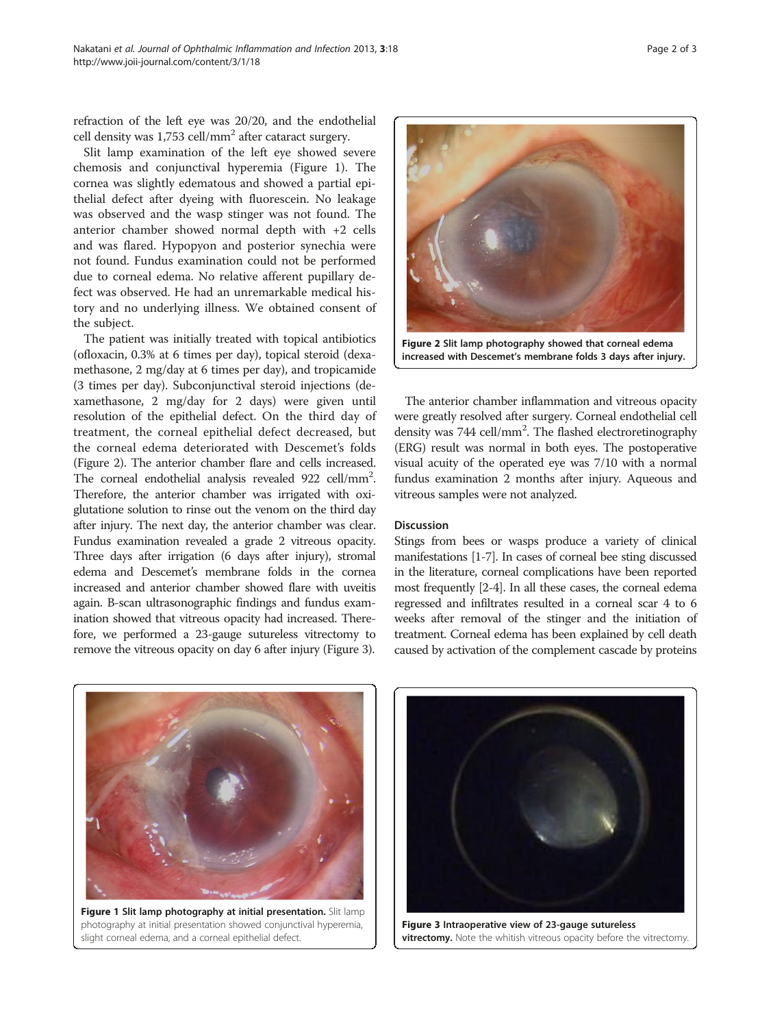refraction of the left eye was 20/20, and the endothelial cell density was 1,753 cell/mm$^2$ after cataract surgery.

Slit lamp examination of the left eye showed severe chemosis and conjunctival hyperemia (Figure 1). The cornea was slightly edematous and showed a partial epithelial defect after dyeing with fluorescein. No leakage was observed and the wasp stinger was not found. The anterior chamber showed normal depth with +2 cells and was flared. Hypopyon and posterior synechia were not found. Fundus examination could not be performed due to corneal edema. No relative afferent pupillary defect was observed. He had an unremarkable medical history and no underlying illness. We obtained consent of the subject.

The patient was initially treated with topical antibiotics (ofloxacin, 0.3% at 6 times per day), topical steroid (dexamethasone, 2 mg/day at 6 times per day), and tropicamide (3 times per day). Subconjunctival steroid injections (dexamethasone, 2 mg/day for 2 days) were given until resolution of the epithelial defect. On the third day of treatment, the corneal epithelial defect decreased, but the corneal edema deteriorated with Descemet's folds (Figure 2). The anterior chamber flare and cells increased. The corneal endothelial analysis revealed 922 cell/mm$^2$. Therefore, the anterior chamber was irrigated with oxiglutathione solution to rinse out the venom on the third day after injury. The next day, the anterior chamber was clear. Fundus examination revealed a grade 2 vitreous opacity. Three days after irrigation (6 days after injury), stromal edema and Descemet's membrane folds in the cornea increased and anterior chamber showed flare with uveitis again. B-scan ultrasonographic findings and fundus examination showed that vitreous opacity had increased. Therefore, we performed a 23-gauge sutureless vitrectomy to remove the vitreous opacity on day 6 after injury (Figure 3).

**Figure 2 Slit lamp photography showed that corneal edema increased with Descemet's membrane folds 3 days after injury.**

The anterior chamber inflammation and vitreous opacity were greatly resolved after surgery. Corneal endothelial cell density was 744 cell/mm$^2$. The flashed electroretinography (ERG) result was normal in both eyes. The postoperative visual acuity of the operated eye was 7/10 with a normal fundus examination 2 months after injury. Aqueous and vitreous samples were not analyzed.

## Discussion

Stings from bees or wasps produce a variety of clinical manifestations [1-7]. In cases of corneal bee sting discussed in the literature, corneal complications have been reported most frequently [2-4]. In all these cases, the corneal edema regressed and infiltrates resulted in a corneal scar 4 to 6 weeks after removal of the stinger and the initiation of treatment. Corneal edema has been explained by cell death caused by activation of the complement cascade by proteins

**Figure 1 Slit lamp photography at initial presentation.** Slit lamp photography at initial presentation showed conjunctival hyperemia, slight corneal edema, and a corneal epithelial defect.

**Figure 3 Intraoperative view of 23-gauge sutureless vitrectomy.** Note the whitish vitreous opacity before the vitrectomy.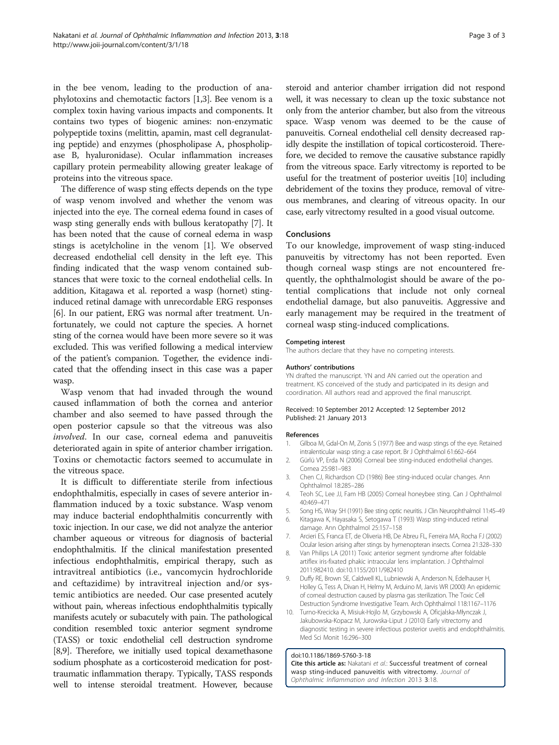in the bee venom, leading to the production of anaphylotoxins and chemotactic factors [1,3]. Bee venom is a complex toxin having various impacts and components. It contains two types of biogenic amines: non-enzymatic polypeptide toxins (melittin, apamin, mast cell degranulating peptide) and enzymes (phospholipase A, phospholipase B, hyaluronidase). Ocular inflammation increases capillary protein permeability allowing greater leakage of proteins into the vitreous space.

The difference of wasp sting effects depends on the type of wasp venom involved and whether the venom was injected into the eye. The corneal edema found in cases of wasp sting generally ends with bullous keratopathy [7]. It has been noted that the cause of corneal edema in wasp stings is acetylcholine in the venom [1]. We observed decreased endothelial cell density in the left eye. This finding indicated that the wasp venom contained substances that were toxic to the corneal endothelial cells. In addition, Kitagawa et al. reported a wasp (hornet) sting-induced retinal damage with unrecordable ERG responses [6]. In our patient, ERG was normal after treatment. Unfortunately, we could not capture the species. A hornet sting of the cornea would have been more severe so it was excluded. This was verified following a medical interview of the patient's companion. Together, the evidence indicated that the offending insect in this case was a paper wasp.

Wasp venom that had invaded through the wound caused inflammation of both the cornea and anterior chamber and also seemed to have passed through the open posterior capsule so that the vitreous was also *involved*. In our case, corneal edema and panuveitis deteriorated again in spite of anterior chamber irrigation. Toxins or chemotactic factors seemed to accumulate in the vitreous space.

It is difficult to differentiate sterile from infectious endophthalmitis, especially in cases of severe anterior inflammation induced by a toxic substance. Wasp venom may induce bacterial endophthalmitis concurrently with toxic injection. In our case, we did not analyze the anterior chamber aqueous or vitreous for diagnosis of bacterial endophthalmitis. If the clinical manifestation presented infectious endophthalmitis, empirical therapy, such as intravitreal antibiotics (i.e., vancomycin hydrochloride and ceftazidime) by intravitreal injection and/or systemic antibiotics are needed. Our case presented acutely without pain, whereas infectious endophthalmitis typically manifests acutely or subacutely with pain. The pathological condition resembled toxic anterior segment syndrome (TASS) or toxic endothelial cell destruction syndrome [8,9]. Therefore, we initially used topical dexamethasone sodium phosphate as a corticosteroid medication for post-traumatic inflammation therapy. Typically, TASS responds well to intense steroidal treatment. However, because steroid and anterior chamber irrigation did not respond well, it was necessary to clean up the toxic substance not only from the anterior chamber, but also from the vitreous space. Wasp venom was deemed to be the cause of panuveitis. Corneal endothelial cell density decreased rapidly despite the instillation of topical corticosteroid. Therefore, we decided to remove the causative substance rapidly from the vitreous space. Early vitrectomy is reported to be useful for the treatment of posterior uveitis [10] including debridement of the toxins they produce, removal of vitreous membranes, and clearing of vitreous opacity. In our case, early vitrectomy resulted in a good visual outcome.

## Conclusions

To our knowledge, improvement of wasp sting-induced panuveitis by vitrectomy has not been reported. Even though corneal wasp stings are not encountered frequently, the ophthalmologist should be aware of the potential complications that include not only corneal endothelial damage, but also panuveitis. Aggressive and early management may be required in the treatment of corneal wasp sting-induced complications.

#### Competing interest

The authors declare that they have no competing interests.

#### Authors' contributions

YN drafted the manuscript. YN and AN carried out the operation and treatment. KS conceived of the study and participated in its design and coordination. All authors read and approved the final manuscript.

Received: 10 September 2012 Accepted: 12 September 2012
Published: 21 January 2013

#### References

1. Gilboa M, Gdal-On M, Zonis S (1977) Bee and wasp stings of the eye. Retained intralenticular wasp sting: a case report. Br J Ophthalmol 61:662–664
2. Gürlü VP, Erda N (2006) Corneal bee sting-induced endothelial changes. Cornea 25:981–983
3. Chen CJ, Richardson CD (1986) Bee sting-induced ocular changes. Ann Ophthalmol 18:285–286
4. Teoh SC, Lee JJ, Fam HB (2005) Corneal honeybee sting. Can J Ophthalmol 40:469–471
5. Song HS, Wray SH (1991) Bee sting optic neuritis. J Clin Neurophthalmol 11:45–49
6. Kitagawa K, Hayasaka S, Setogawa T (1993) Wasp sting-induced retinal damage. Ann Ophthalmol 25:157–158
7. Arcieri ES, Franca ET, de Oliveria HB, De Abreu FL, Ferreira MA, Rocha FJ (2002) Ocular lesion arising after stings by hymenopteran insects. Cornea 21:328–330
8. Van Philips LA (2011) Toxic anterior segment syndrome after foldable artiflex iris-fixated phakic intraocular lens implantation. J Ophthalmol 2011:982410. doi:10.1155/2011/982410
9. Duffy RE, Brown SE, Caldwell KL, Lubniewski A, Anderson N, Edelhauser H, Holley G, Tess A, Divan H, Helmy M, Arduino M, Jarvis WR (2000) An epidemic of corneal destruction caused by plasma gas sterilization. The Toxic Cell Destruction Syndrome Investigative Team. Arch Ophthalmol 118:1167–1176
10. Turno-Krecicka A, Misiuk-Hojlo M, Grzybowski A, Oficjalska-Młynczak J, Jakubowska-Kopacz M, Jurowska-Liput J (2010) Early vitrectomy and diagnostic testing in severe infectious posterior uveitis and endophthalmitis. Med Sci Monit 16:296–300

doi:10.1186/1869-5760-3-18

**Cite this article as:** Nakatani *et al.*: Successful treatment of corneal wasp sting-induced panuveitis with vitrectomy. *Journal of Ophthalmic Inflammation and Infection* 2013 **3**:18.